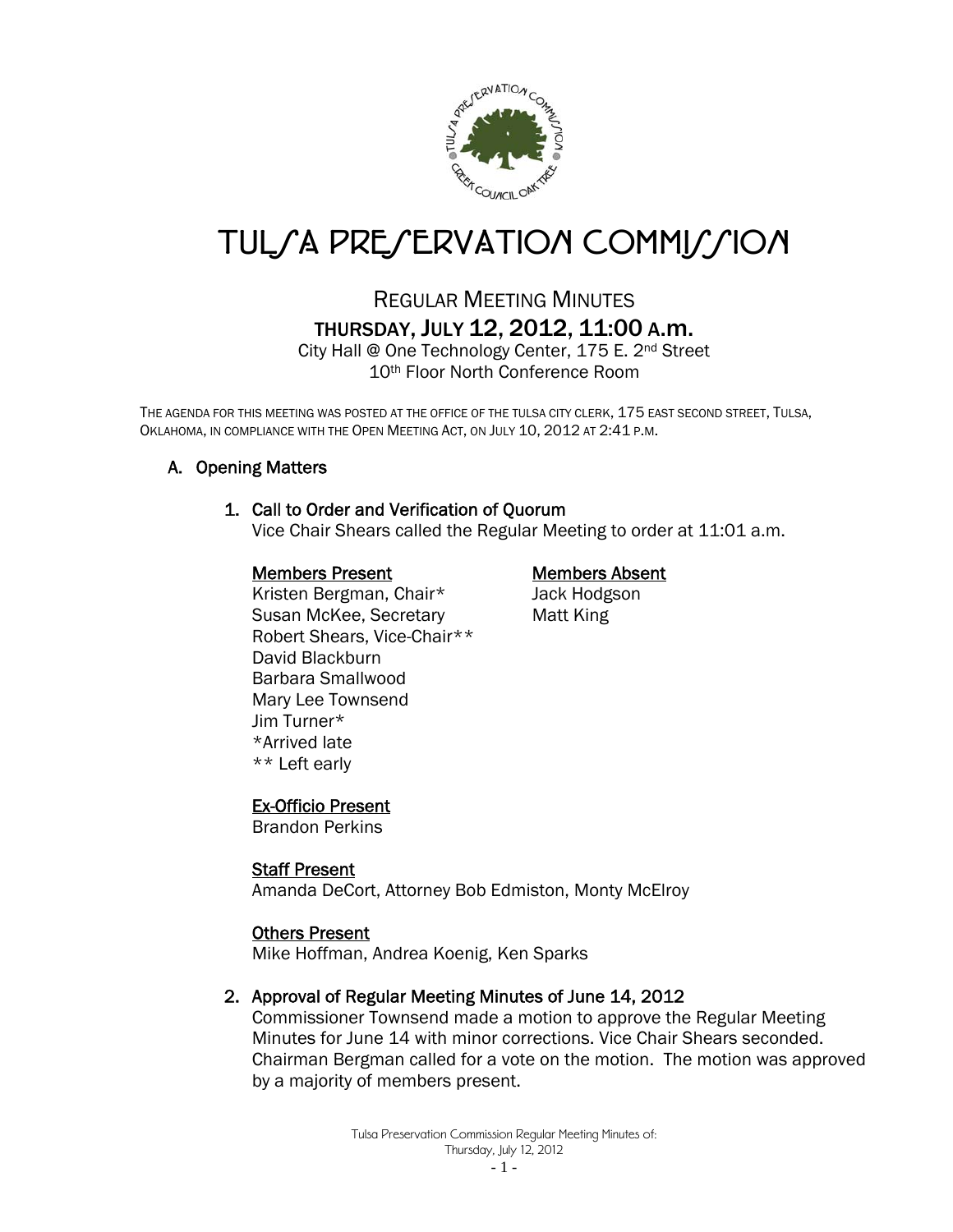# TULSA PRESERVATION COMMISSION

## REGULAR MEETING MINUTES

### THURSDAY, JULY 12, 2012, 11:00 A.M.

City Hall @ One Technology Center, 175 E. 2nd Street
10th Floor North Conference Room

THE AGENDA FOR THIS MEETING WAS POSTED AT THE OFFICE OF THE TULSA CITY CLERK, 175 EAST SECOND STREET, TULSA, OKLAHOMA, IN COMPLIANCE WITH THE OPEN MEETING ACT, ON JULY 10, 2012 AT 2:41 P.M.

## A. Opening Matters

### 1. Call to Order and Verification of Quorum

Vice Chair Shears called the Regular Meeting to order at 11:01 a.m.

**Members Present**

Kristen Bergman, Chair*
Susan McKee, Secretary
Robert Shears, Vice-Chair**
David Blackburn
Barbara Smallwood
Mary Lee Townsend
Jim Turner*
*Arrived late
** Left early

**Members Absent**

Jack Hodgson
Matt King

**Ex-Officio Present**

Brandon Perkins

**Staff Present**

Amanda DeCort, Attorney Bob Edmiston, Monty McElroy

**Others Present**

Mike Hoffman, Andrea Koenig, Ken Sparks

### 2. Approval of Regular Meeting Minutes of June 14, 2012

Commissioner Townsend made a motion to approve the Regular Meeting Minutes for June 14 with minor corrections. Vice Chair Shears seconded. Chairman Bergman called for a vote on the motion. The motion was approved by a majority of members present.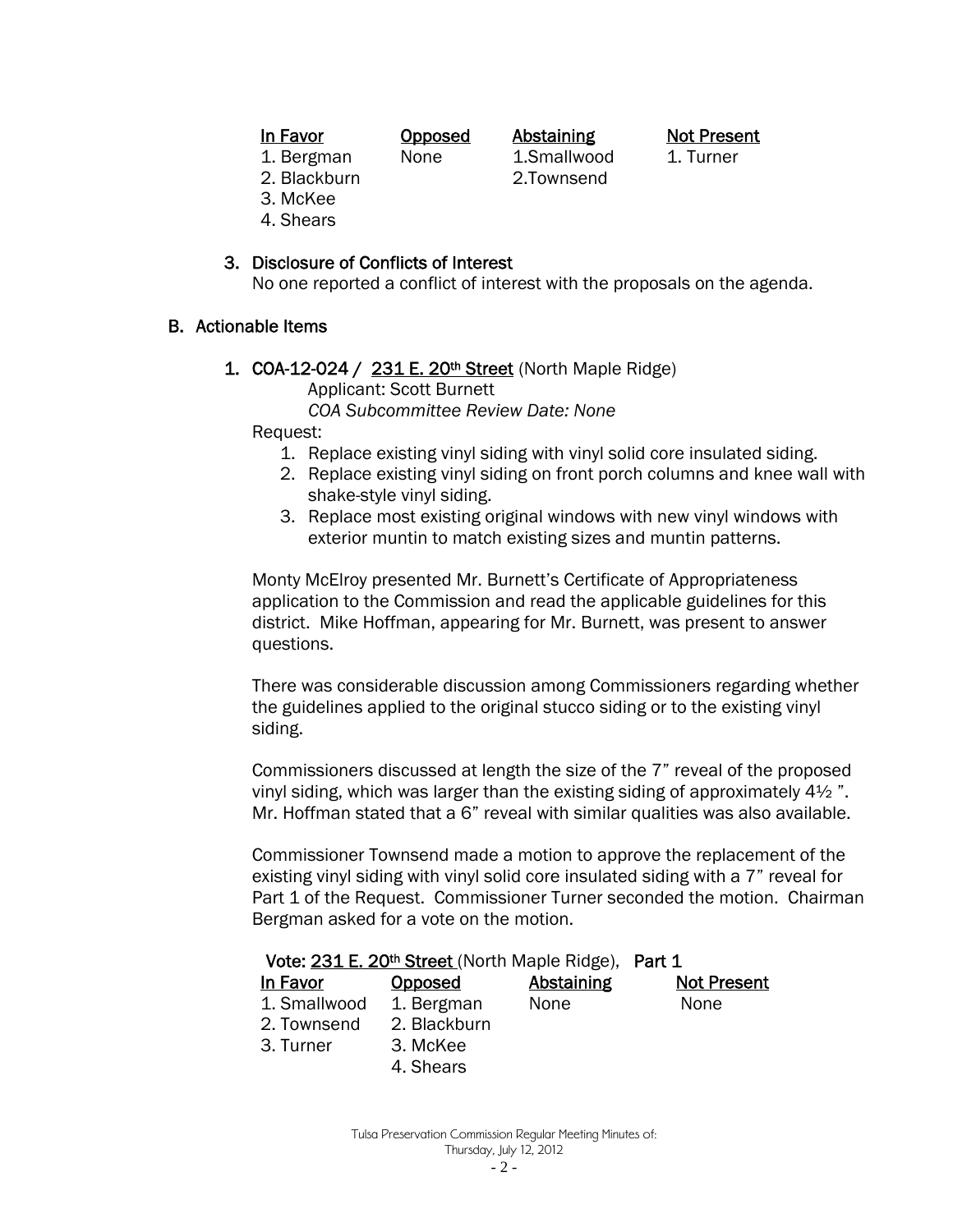| In Favor | Opposed | Abstaining | Not Present |
|---|---|---|---|
| 1. Bergman | None | 1.Smallwood | 1. Turner |
| 2. Blackburn | | 2.Townsend | |
| 3. McKee | | | |
| 4. Shears | | | |

### 3. Disclosure of Conflicts of Interest

No one reported a conflict of interest with the proposals on the agenda.

## B. Actionable Items

### 1. COA-12-024 / 231 E. 20th Street (North Maple Ridge)

Applicant: Scott Burnett

*COA Subcommittee Review Date: None*

Request:

1. Replace existing vinyl siding with vinyl solid core insulated siding.
2. Replace existing vinyl siding on front porch columns and knee wall with shake-style vinyl siding.
3. Replace most existing original windows with new vinyl windows with exterior muntin to match existing sizes and muntin patterns.

Monty McElroy presented Mr. Burnett's Certificate of Appropriateness application to the Commission and read the applicable guidelines for this district. Mike Hoffman, appearing for Mr. Burnett, was present to answer questions.

There was considerable discussion among Commissioners regarding whether the guidelines applied to the original stucco siding or to the existing vinyl siding.

Commissioners discussed at length the size of the 7" reveal of the proposed vinyl siding, which was larger than the existing siding of approximately 4½ ". Mr. Hoffman stated that a 6" reveal with similar qualities was also available.

Commissioner Townsend made a motion to approve the replacement of the existing vinyl siding with vinyl solid core insulated siding with a 7" reveal for Part 1 of the Request. Commissioner Turner seconded the motion. Chairman Bergman asked for a vote on the motion.

Vote: 231 E. 20th Street (North Maple Ridge), **Part 1**

| In Favor | Opposed | Abstaining | Not Present |
|---|---|---|---|
| 1. Smallwood | 1. Bergman | None | None |
| 2. Townsend | 2. Blackburn | | |
| 3. Turner | 3. McKee | | |
| | 4. Shears | | |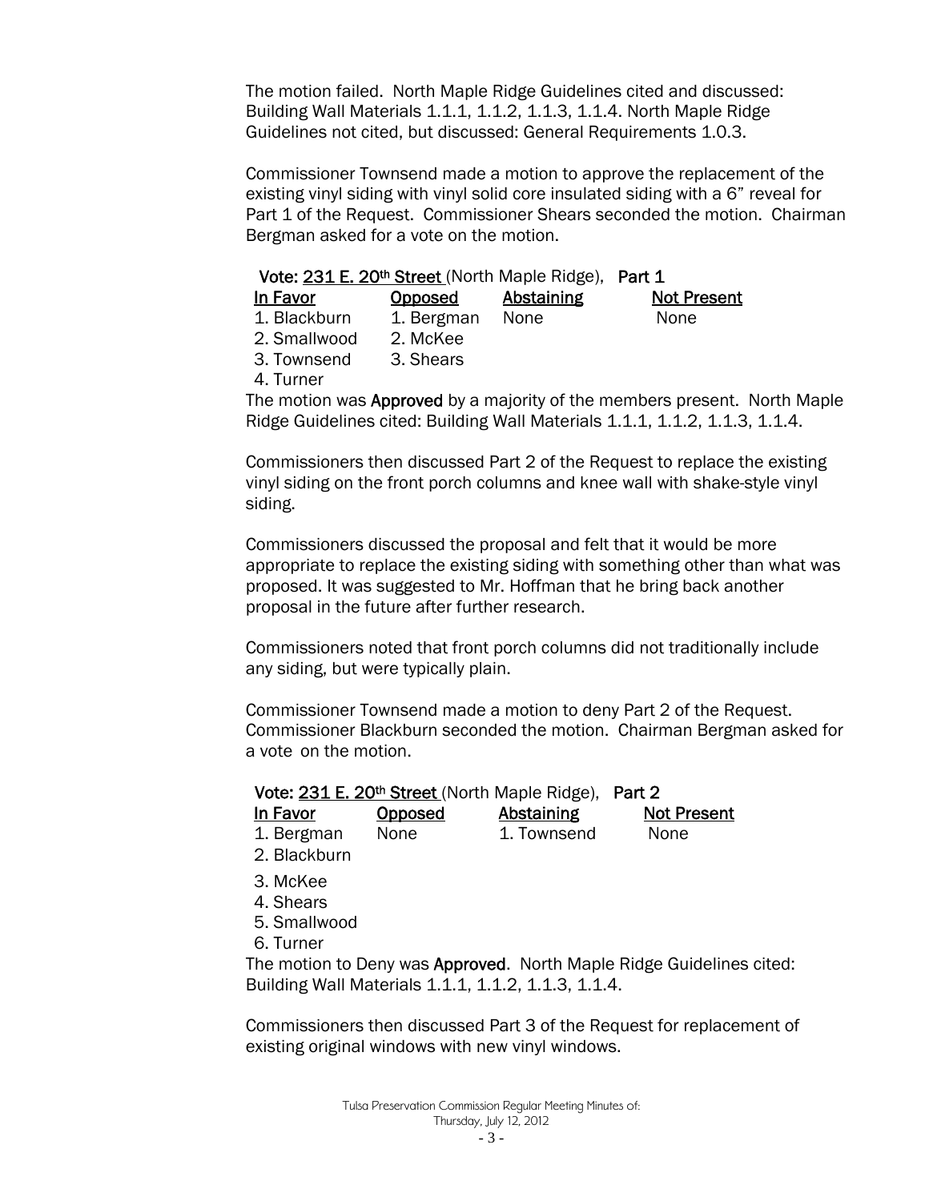The motion failed. North Maple Ridge Guidelines cited and discussed: Building Wall Materials 1.1.1, 1.1.2, 1.1.3, 1.1.4. North Maple Ridge Guidelines not cited, but discussed: General Requirements 1.0.3.

Commissioner Townsend made a motion to approve the replacement of the existing vinyl siding with vinyl solid core insulated siding with a 6" reveal for Part 1 of the Request. Commissioner Shears seconded the motion. Chairman Bergman asked for a vote on the motion.

**Vote: 231 E. 20th Street** (North Maple Ridge), **Part 1**

| In Favor | Opposed | Abstaining | Not Present |
|---|---|---|---|
| 1. Blackburn | 1. Bergman | None | None |
| 2. Smallwood | 2. McKee | | |
| 3. Townsend | 3. Shears | | |
| 4. Turner | | | |

The motion was **Approved** by a majority of the members present. North Maple Ridge Guidelines cited: Building Wall Materials 1.1.1, 1.1.2, 1.1.3, 1.1.4.

Commissioners then discussed Part 2 of the Request to replace the existing vinyl siding on the front porch columns and knee wall with shake-style vinyl siding.

Commissioners discussed the proposal and felt that it would be more appropriate to replace the existing siding with something other than what was proposed. It was suggested to Mr. Hoffman that he bring back another proposal in the future after further research.

Commissioners noted that front porch columns did not traditionally include any siding, but were typically plain.

Commissioner Townsend made a motion to deny Part 2 of the Request. Commissioner Blackburn seconded the motion. Chairman Bergman asked for a vote on the motion.

**Vote: 231 E. 20th Street** (North Maple Ridge), **Part 2**

| In Favor | Opposed | Abstaining | Not Present |
|---|---|---|---|
| 1. Bergman | None | 1. Townsend | None |
| 2. Blackburn | | | |
| 3. McKee | | | |
| 4. Shears | | | |
| 5. Smallwood | | | |
| 6. Turner | | | |

The motion to Deny was **Approved**. North Maple Ridge Guidelines cited: Building Wall Materials 1.1.1, 1.1.2, 1.1.3, 1.1.4.

Commissioners then discussed Part 3 of the Request for replacement of existing original windows with new vinyl windows.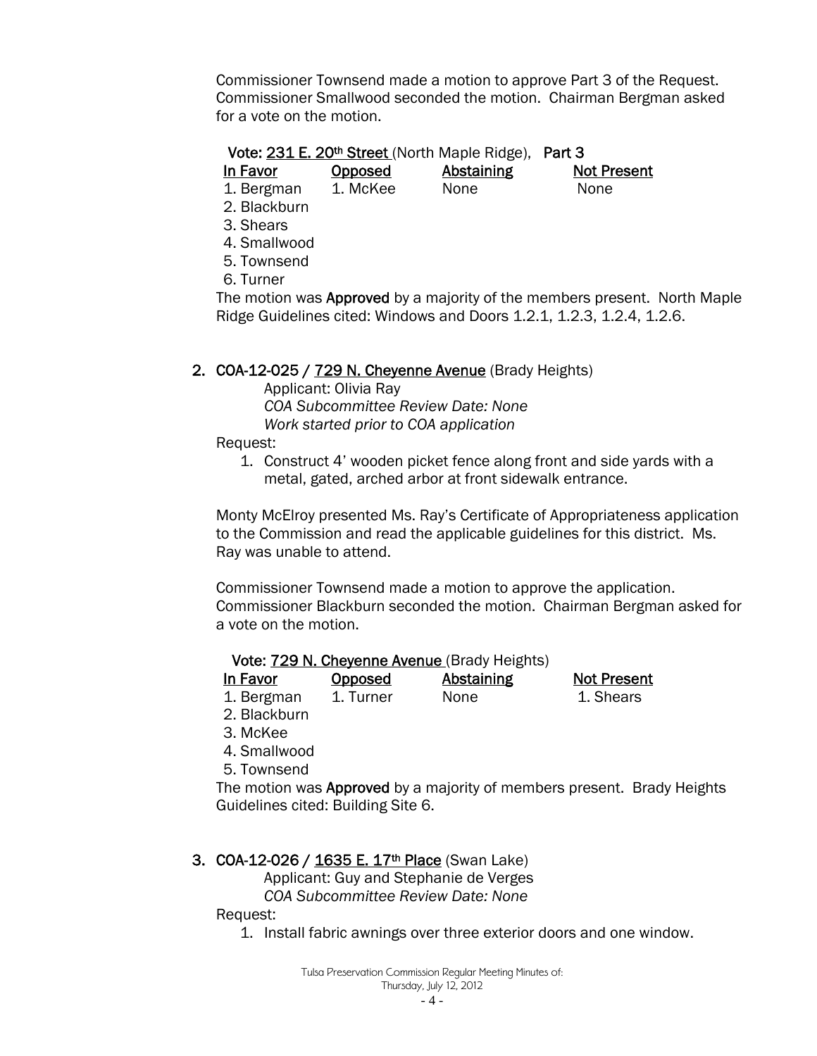Commissioner Townsend made a motion to approve Part 3 of the Request. Commissioner Smallwood seconded the motion. Chairman Bergman asked for a vote on the motion.

**Vote: 231 E. 20th Street** (North Maple Ridge), **Part 3**

| In Favor | Opposed | Abstaining | Not Present |
|---|---|---|---|
| 1. Bergman | 1. McKee | None | None |
| 2. Blackburn | | | |
| 3. Shears | | | |
| 4. Smallwood | | | |
| 5. Townsend | | | |
| 6. Turner | | | |

The motion was **Approved** by a majority of the members present. North Maple Ridge Guidelines cited: Windows and Doors 1.2.1, 1.2.3, 1.2.4, 1.2.6.

**2. COA-12-025 / 729 N. Cheyenne Avenue** (Brady Heights)

Applicant: Olivia Ray
*COA Subcommittee Review Date: None*
*Work started prior to COA application*

Request:

1. Construct 4' wooden picket fence along front and side yards with a metal, gated, arched arbor at front sidewalk entrance.

Monty McElroy presented Ms. Ray's Certificate of Appropriateness application to the Commission and read the applicable guidelines for this district. Ms. Ray was unable to attend.

Commissioner Townsend made a motion to approve the application. Commissioner Blackburn seconded the motion. Chairman Bergman asked for a vote on the motion.

**Vote: 729 N. Cheyenne Avenue** (Brady Heights)

| In Favor | Opposed | Abstaining | Not Present |
|---|---|---|---|
| 1. Bergman | 1. Turner | None | 1. Shears |
| 2. Blackburn | | | |
| 3. McKee | | | |
| 4. Smallwood | | | |
| 5. Townsend | | | |

The motion was **Approved** by a majority of members present. Brady Heights Guidelines cited: Building Site 6.

**3. COA-12-026 / 1635 E. 17th Place** (Swan Lake)

Applicant: Guy and Stephanie de Verges
*COA Subcommittee Review Date: None*

Request:

1. Install fabric awnings over three exterior doors and one window.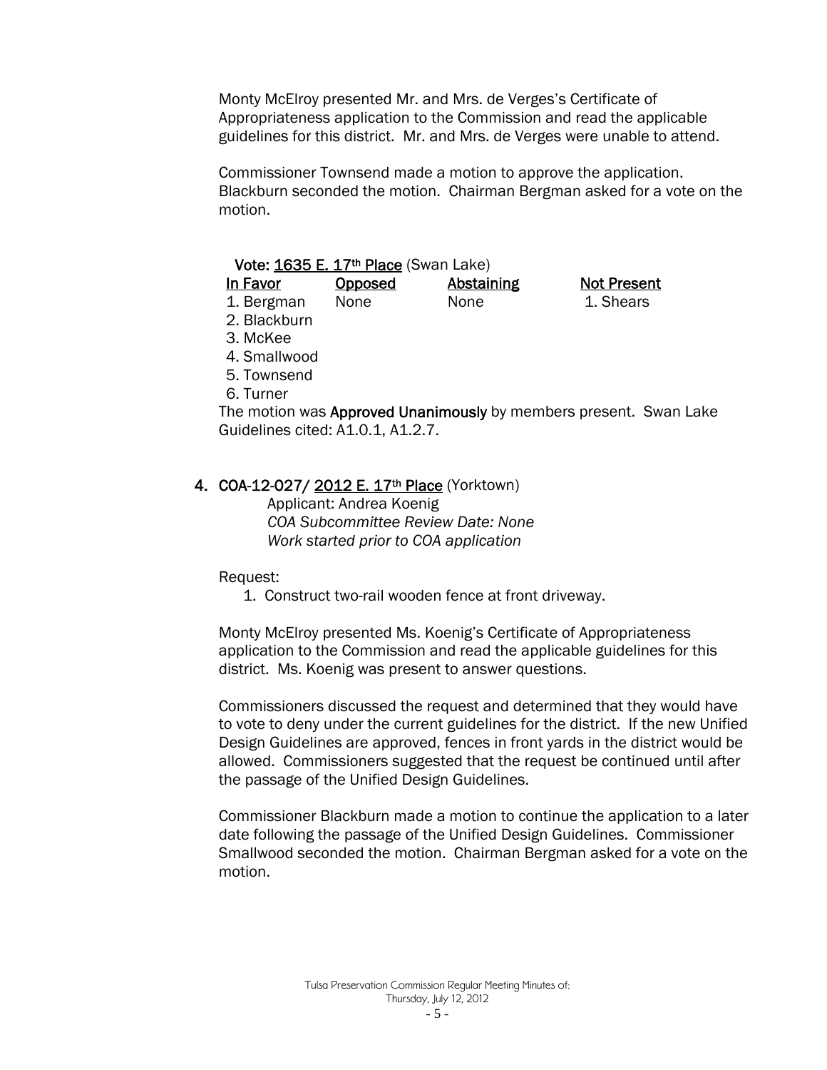Monty McElroy presented Mr. and Mrs. de Verges's Certificate of Appropriateness application to the Commission and read the applicable guidelines for this district. Mr. and Mrs. de Verges were unable to attend.

Commissioner Townsend made a motion to approve the application. Blackburn seconded the motion. Chairman Bergman asked for a vote on the motion.

**Vote: 1635 E. 17th Place** (Swan Lake)

| In Favor | Opposed | Abstaining | Not Present |
|---|---|---|---|
| 1. Bergman | None | None | 1. Shears |
| 2. Blackburn | | | |
| 3. McKee | | | |
| 4. Smallwood | | | |
| 5. Townsend | | | |
| 6. Turner | | | |

The motion was **Approved Unanimously** by members present. Swan Lake Guidelines cited: A1.0.1, A1.2.7.

**4. COA-12-027/ 2012 E. 17th Place** (Yorktown)

Applicant: Andrea Koenig
*COA Subcommittee Review Date: None*
*Work started prior to COA application*

Request:

1. Construct two-rail wooden fence at front driveway.

Monty McElroy presented Ms. Koenig's Certificate of Appropriateness application to the Commission and read the applicable guidelines for this district. Ms. Koenig was present to answer questions.

Commissioners discussed the request and determined that they would have to vote to deny under the current guidelines for the district. If the new Unified Design Guidelines are approved, fences in front yards in the district would be allowed. Commissioners suggested that the request be continued until after the passage of the Unified Design Guidelines.

Commissioner Blackburn made a motion to continue the application to a later date following the passage of the Unified Design Guidelines. Commissioner Smallwood seconded the motion. Chairman Bergman asked for a vote on the motion.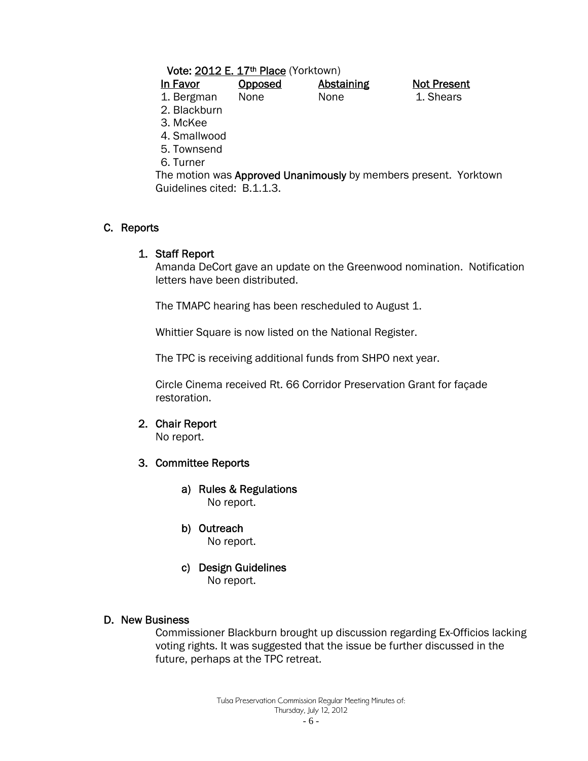**Vote: 2012 E. 17th Place** (Yorktown)

| In Favor | Opposed | Abstaining | Not Present |
|---|---|---|---|
| 1. Bergman | None | None | 1. Shears |
| 2. Blackburn | | | |
| 3. McKee | | | |
| 4. Smallwood | | | |
| 5. Townsend | | | |
| 6. Turner | | | |

The motion was **Approved Unanimously** by members present. Yorktown Guidelines cited: B.1.1.3.

## C. Reports

### 1. Staff Report

Amanda DeCort gave an update on the Greenwood nomination. Notification letters have been distributed.

The TMAPC hearing has been rescheduled to August 1.

Whittier Square is now listed on the National Register.

The TPC is receiving additional funds from SHPO next year.

Circle Cinema received Rt. 66 Corridor Preservation Grant for façade restoration.

### 2. Chair Report

No report.

### 3. Committee Reports

**a) Rules & Regulations**

No report.

**b) Outreach**

No report.

**c) Design Guidelines**

No report.

## D. New Business

Commissioner Blackburn brought up discussion regarding Ex-Officios lacking voting rights. It was suggested that the issue be further discussed in the future, perhaps at the TPC retreat.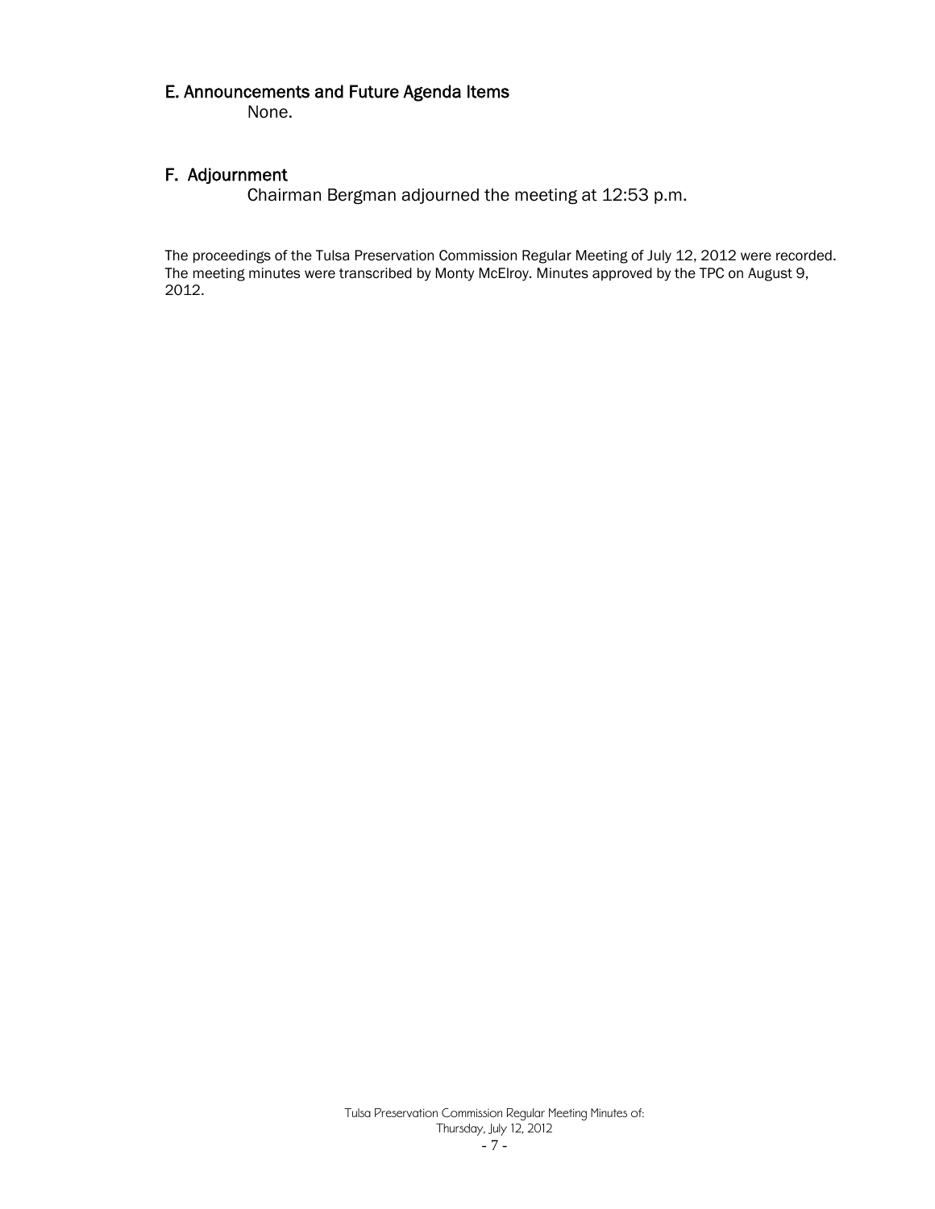## E. Announcements and Future Agenda Items

None.

## F. Adjournment

Chairman Bergman adjourned the meeting at 12:53 p.m.

The proceedings of the Tulsa Preservation Commission Regular Meeting of July 12, 2012 were recorded. The meeting minutes were transcribed by Monty McElroy. Minutes approved by the TPC on August 9, 2012.